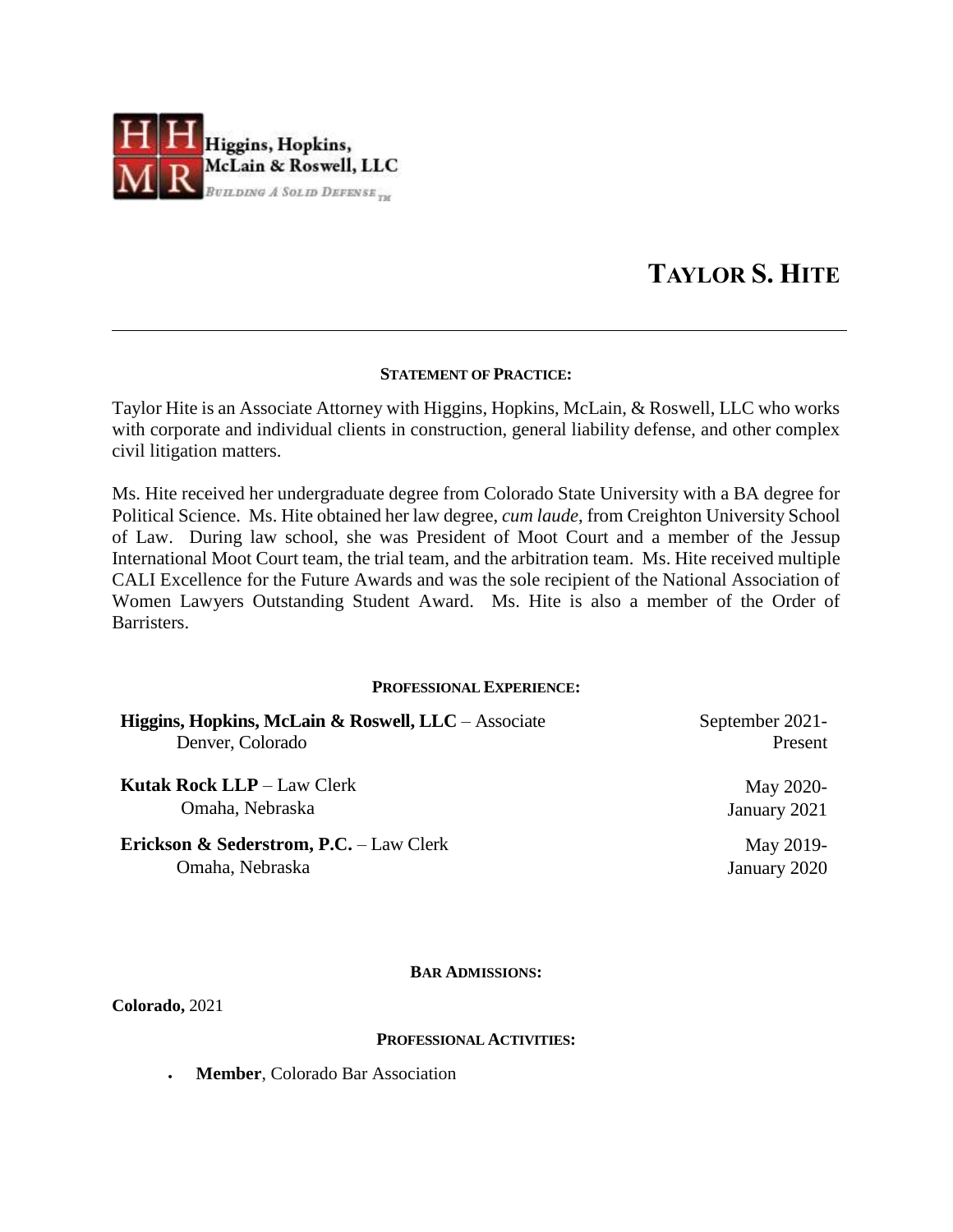Higgins, Hopkins, McLain & Roswell, LLC
*Building A Solid Defense™*

# TAYLOR S. HITE

---

#### STATEMENT OF PRACTICE:

Taylor Hite is an Associate Attorney with Higgins, Hopkins, McLain, & Roswell, LLC who works with corporate and individual clients in construction, general liability defense, and other complex civil litigation matters.

Ms. Hite received her undergraduate degree from Colorado State University with a BA degree for Political Science. Ms. Hite obtained her law degree, *cum laude*, from Creighton University School of Law. During law school, she was President of Moot Court and a member of the Jessup International Moot Court team, the trial team, and the arbitration team. Ms. Hite received multiple CALI Excellence for the Future Awards and was the sole recipient of the National Association of Women Lawyers Outstanding Student Award. Ms. Hite is also a member of the Order of Barristers.

#### PROFESSIONAL EXPERIENCE:

**Higgins, Hopkins, McLain & Roswell, LLC** – Associate
Denver, Colorado
September 2021-Present

**Kutak Rock LLP** – Law Clerk
Omaha, Nebraska
May 2020-January 2021

**Erickson & Sederstrom, P.C.** – Law Clerk
Omaha, Nebraska
May 2019-January 2020

#### BAR ADMISSIONS:

**Colorado,** 2021

#### PROFESSIONAL ACTIVITIES:

- **Member**, Colorado Bar Association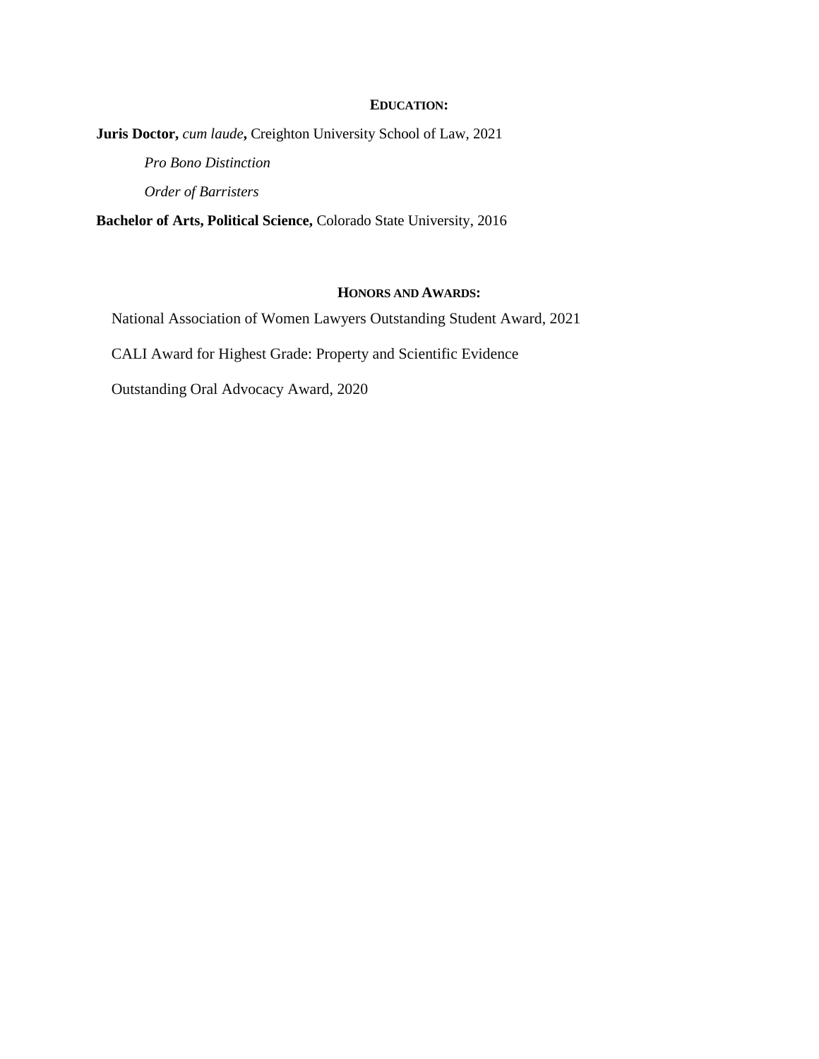## EDUCATION:

**Juris Doctor,** ***cum laude*****,** Creighton University School of Law, 2021

*Pro Bono Distinction*

*Order of Barristers*

**Bachelor of Arts, Political Science,** Colorado State University, 2016

## HONORS AND AWARDS:

National Association of Women Lawyers Outstanding Student Award, 2021

CALI Award for Highest Grade: Property and Scientific Evidence

Outstanding Oral Advocacy Award, 2020